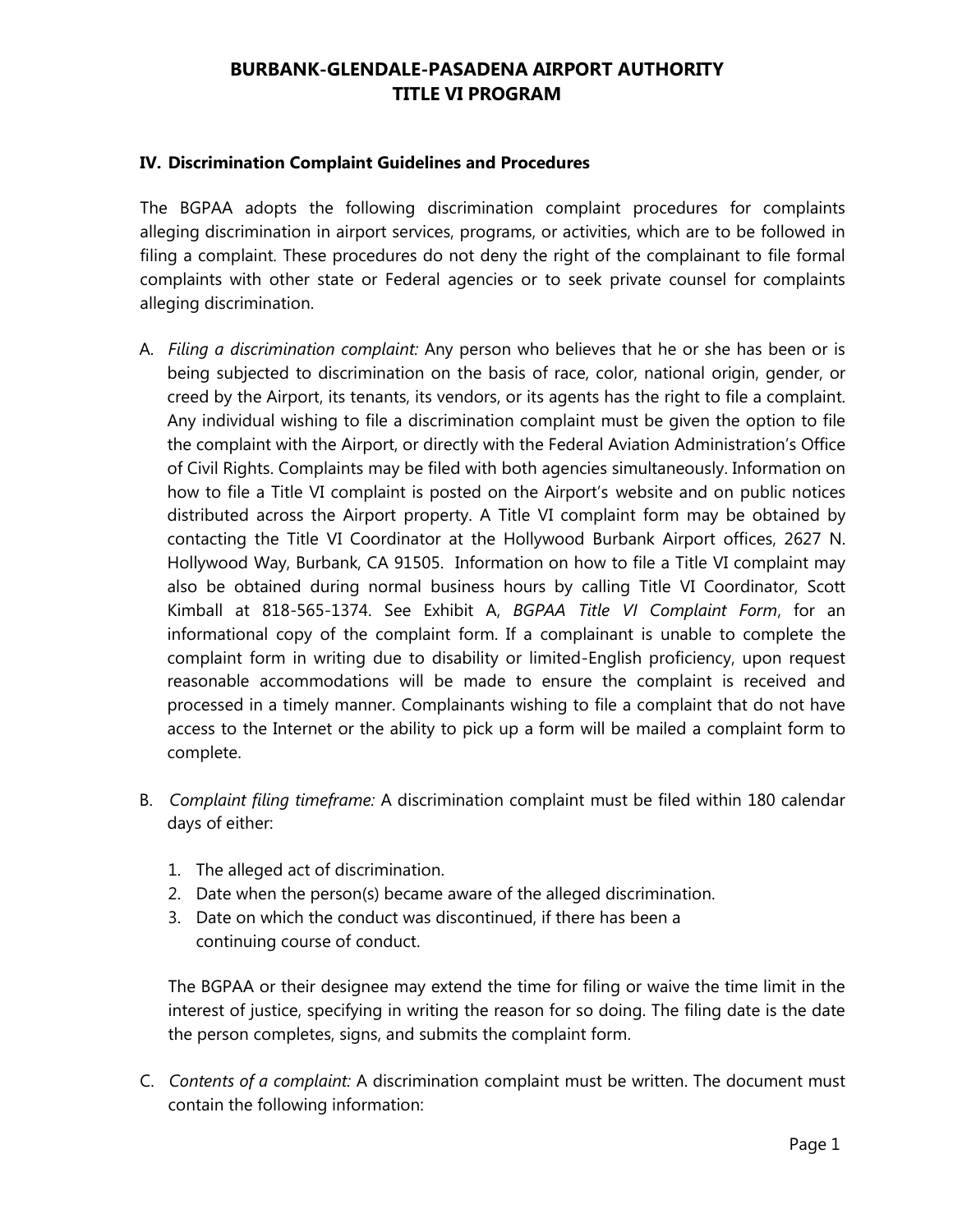# BURBANK-GLENDALE-PASADENA AIRPORT AUTHORITY
# TITLE VI PROGRAM

## IV. Discrimination Complaint Guidelines and Procedures

The BGPAA adopts the following discrimination complaint procedures for complaints alleging discrimination in airport services, programs, or activities, which are to be followed in filing a complaint. These procedures do not deny the right of the complainant to file formal complaints with other state or Federal agencies or to seek private counsel for complaints alleging discrimination.

A. *Filing a discrimination complaint:* Any person who believes that he or she has been or is being subjected to discrimination on the basis of race, color, national origin, gender, or creed by the Airport, its tenants, its vendors, or its agents has the right to file a complaint. Any individual wishing to file a discrimination complaint must be given the option to file the complaint with the Airport, or directly with the Federal Aviation Administration's Office of Civil Rights. Complaints may be filed with both agencies simultaneously. Information on how to file a Title VI complaint is posted on the Airport's website and on public notices distributed across the Airport property. A Title VI complaint form may be obtained by contacting the Title VI Coordinator at the Hollywood Burbank Airport offices, 2627 N. Hollywood Way, Burbank, CA 91505. Information on how to file a Title VI complaint may also be obtained during normal business hours by calling Title VI Coordinator, Scott Kimball at 818-565-1374. See Exhibit A, *BGPAA Title VI Complaint Form*, for an informational copy of the complaint form. If a complainant is unable to complete the complaint form in writing due to disability or limited-English proficiency, upon request reasonable accommodations will be made to ensure the complaint is received and processed in a timely manner. Complainants wishing to file a complaint that do not have access to the Internet or the ability to pick up a form will be mailed a complaint form to complete.

B. *Complaint filing timeframe:* A discrimination complaint must be filed within 180 calendar days of either:

   1. The alleged act of discrimination.
   2. Date when the person(s) became aware of the alleged discrimination.
   3. Date on which the conduct was discontinued, if there has been a continuing course of conduct.

   The BGPAA or their designee may extend the time for filing or waive the time limit in the interest of justice, specifying in writing the reason for so doing. The filing date is the date the person completes, signs, and submits the complaint form.

C. *Contents of a complaint:* A discrimination complaint must be written. The document must contain the following information: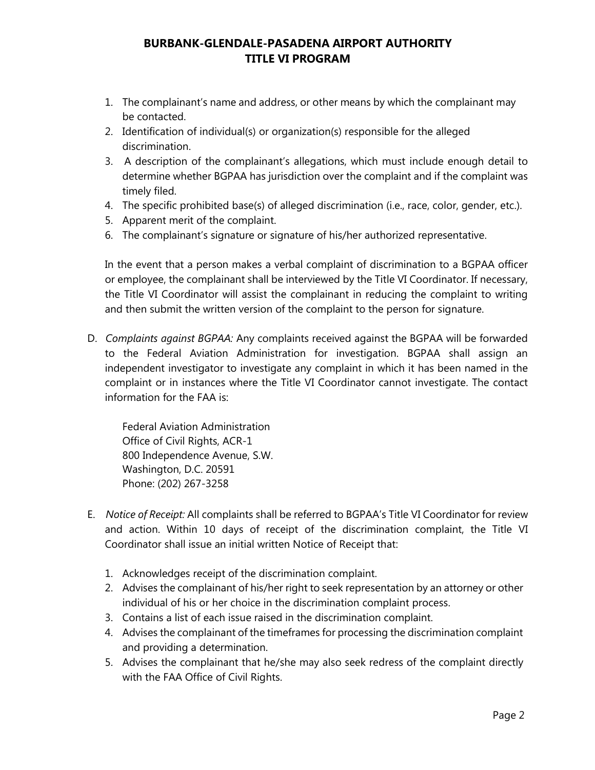1. The complainant's name and address, or other means by which the complainant may be contacted.
2. Identification of individual(s) or organization(s) responsible for the alleged discrimination.
3. A description of the complainant's allegations, which must include enough detail to determine whether BGPAA has jurisdiction over the complaint and if the complaint was timely filed.
4. The specific prohibited base(s) of alleged discrimination (i.e., race, color, gender, etc.).
5. Apparent merit of the complaint.
6. The complainant's signature or signature of his/her authorized representative.

In the event that a person makes a verbal complaint of discrimination to a BGPAA officer or employee, the complainant shall be interviewed by the Title VI Coordinator. If necessary, the Title VI Coordinator will assist the complainant in reducing the complaint to writing and then submit the written version of the complaint to the person for signature.

D. *Complaints against BGPAA:* Any complaints received against the BGPAA will be forwarded to the Federal Aviation Administration for investigation. BGPAA shall assign an independent investigator to investigate any complaint in which it has been named in the complaint or in instances where the Title VI Coordinator cannot investigate. The contact information for the FAA is:

   Federal Aviation Administration
   Office of Civil Rights, ACR-1
   800 Independence Avenue, S.W.
   Washington, D.C. 20591
   Phone: (202) 267-3258

E. *Notice of Receipt:* All complaints shall be referred to BGPAA's Title VI Coordinator for review and action. Within 10 days of receipt of the discrimination complaint, the Title VI Coordinator shall issue an initial written Notice of Receipt that:

   1. Acknowledges receipt of the discrimination complaint.
   2. Advises the complainant of his/her right to seek representation by an attorney or other individual of his or her choice in the discrimination complaint process.
   3. Contains a list of each issue raised in the discrimination complaint.
   4. Advises the complainant of the timeframes for processing the discrimination complaint and providing a determination.
   5. Advises the complainant that he/she may also seek redress of the complaint directly with the FAA Office of Civil Rights.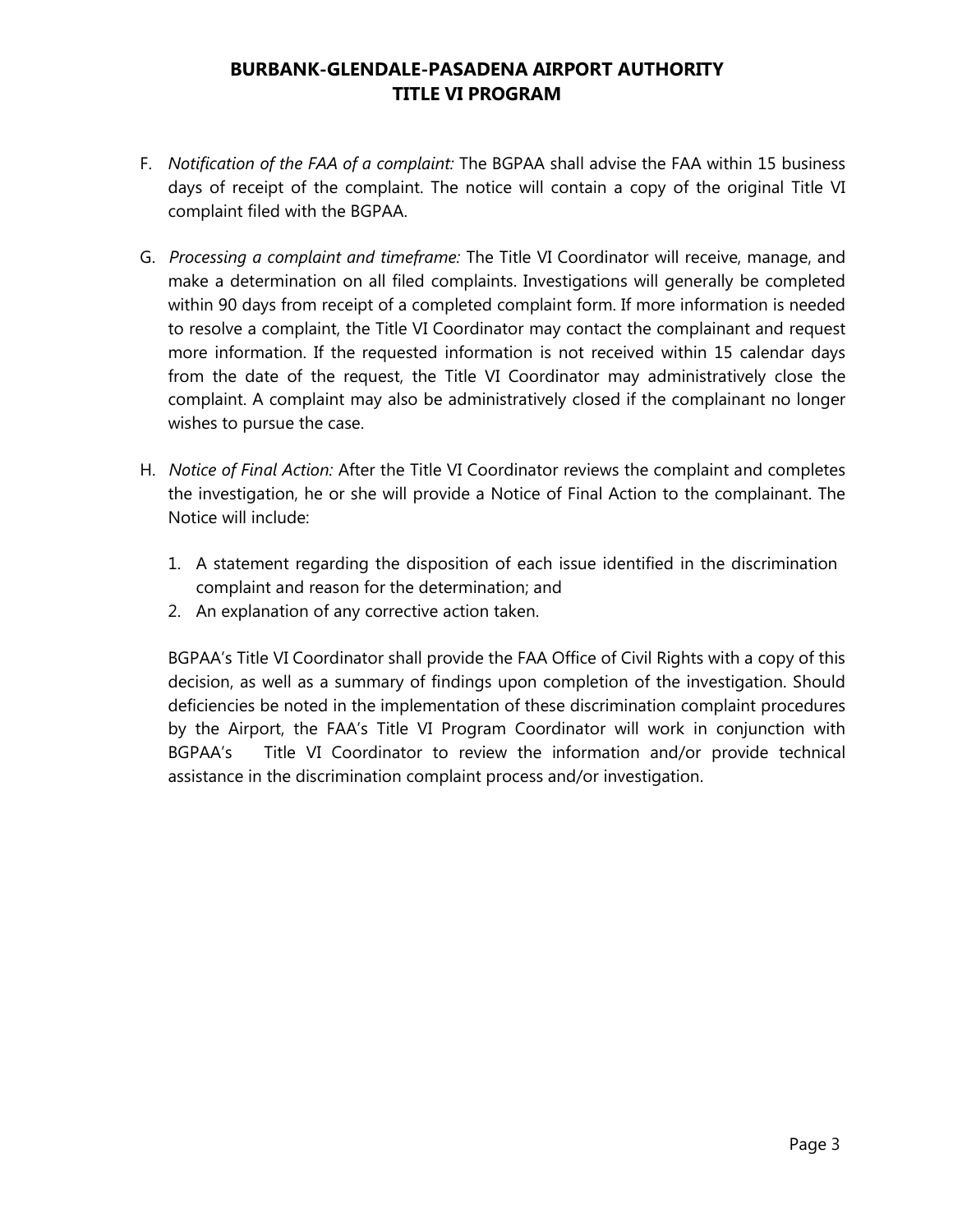F. *Notification of the FAA of a complaint:* The BGPAA shall advise the FAA within 15 business days of receipt of the complaint. The notice will contain a copy of the original Title VI complaint filed with the BGPAA.

G. *Processing a complaint and timeframe:* The Title VI Coordinator will receive, manage, and make a determination on all filed complaints. Investigations will generally be completed within 90 days from receipt of a completed complaint form. If more information is needed to resolve a complaint, the Title VI Coordinator may contact the complainant and request more information. If the requested information is not received within 15 calendar days from the date of the request, the Title VI Coordinator may administratively close the complaint. A complaint may also be administratively closed if the complainant no longer wishes to pursue the case.

H. *Notice of Final Action:* After the Title VI Coordinator reviews the complaint and completes the investigation, he or she will provide a Notice of Final Action to the complainant. The Notice will include:

   1. A statement regarding the disposition of each issue identified in the discrimination complaint and reason for the determination; and
   2. An explanation of any corrective action taken.

   BGPAA's Title VI Coordinator shall provide the FAA Office of Civil Rights with a copy of this decision, as well as a summary of findings upon completion of the investigation. Should deficiencies be noted in the implementation of these discrimination complaint procedures by the Airport, the FAA's Title VI Program Coordinator will work in conjunction with BGPAA's Title VI Coordinator to review the information and/or provide technical assistance in the discrimination complaint process and/or investigation.